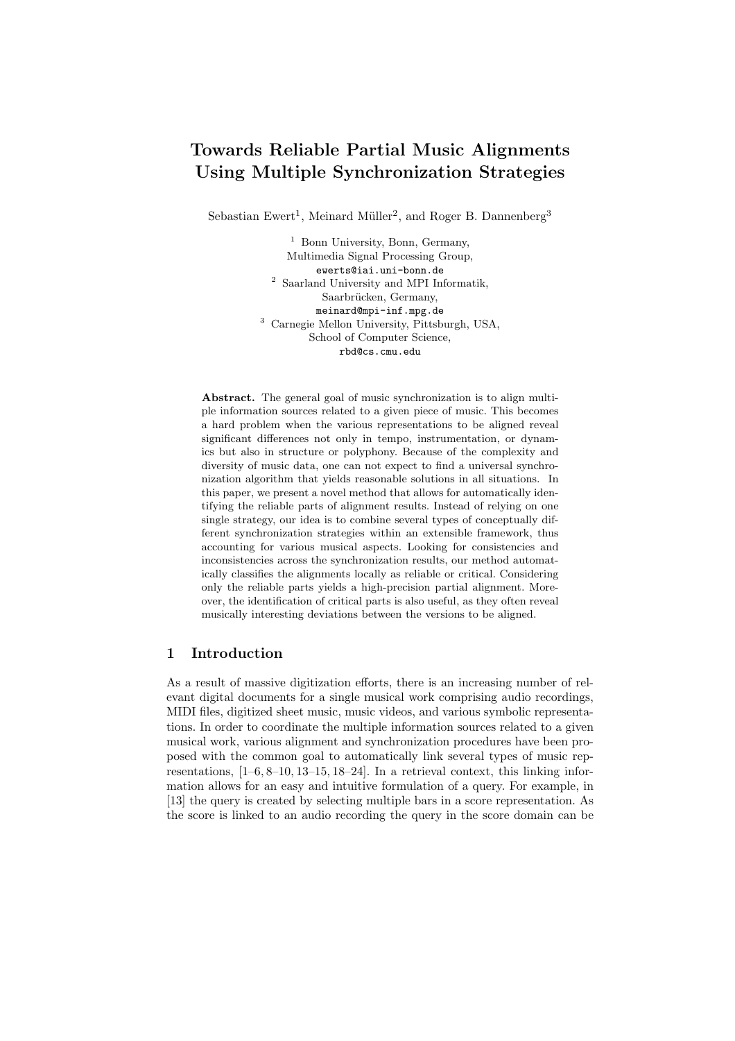# Towards Reliable Partial Music Alignments Using Multiple Synchronization Strategies

Sebastian Ewert[1], Meinard Müller[2], and Roger B. Dannenberg[3]

[1] Bonn University, Bonn, Germany, Multimedia Signal Processing Group, ewerts@iai.uni-bonn.de

[2] Saarland University and MPI Informatik, Saarbrücken, Germany, meinard@mpi-inf.mpg.de

[3] Carnegie Mellon University, Pittsburgh, USA, School of Computer Science, rbd@cs.cmu.edu

**Abstract.** The general goal of music synchronization is to align multiple information sources related to a given piece of music. This becomes a hard problem when the various representations to be aligned reveal significant differences not only in tempo, instrumentation, or dynamics but also in structure or polyphony. Because of the complexity and diversity of music data, one can not expect to find a universal synchronization algorithm that yields reasonable solutions in all situations. In this paper, we present a novel method that allows for automatically identifying the reliable parts of alignment results. Instead of relying on one single strategy, our idea is to combine several types of conceptually different synchronization strategies within an extensible framework, thus accounting for various musical aspects. Looking for consistencies and inconsistencies across the synchronization results, our method automatically classifies the alignments locally as reliable or critical. Considering only the reliable parts yields a high-precision partial alignment. Moreover, the identification of critical parts is also useful, as they often reveal musically interesting deviations between the versions to be aligned.

## 1 Introduction

As a result of massive digitization efforts, there is an increasing number of relevant digital documents for a single musical work comprising audio recordings, MIDI files, digitized sheet music, music videos, and various symbolic representations. In order to coordinate the multiple information sources related to a given musical work, various alignment and synchronization procedures have been proposed with the common goal to automatically link several types of music representations, [1–6, 8–10, 13–15, 18–24]. In a retrieval context, this linking information allows for an easy and intuitive formulation of a query. For example, in [13] the query is created by selecting multiple bars in a score representation. As the score is linked to an audio recording the query in the score domain can be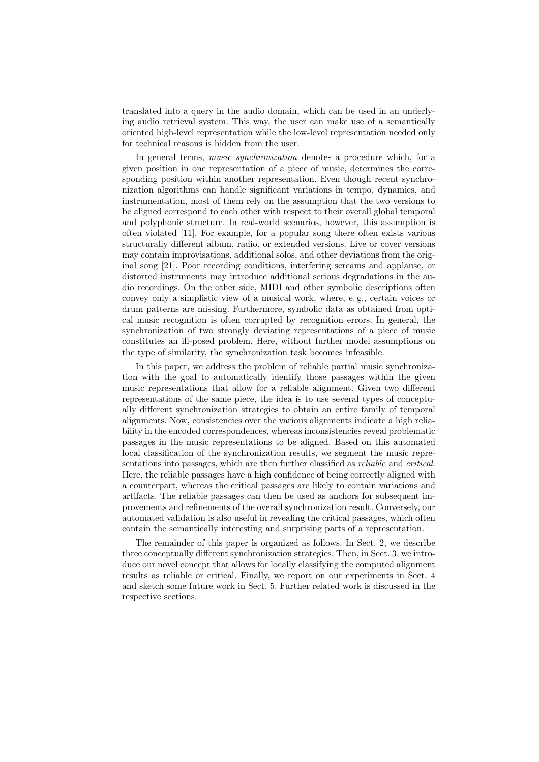translated into a query in the audio domain, which can be used in an underlying audio retrieval system. This way, the user can make use of a semantically oriented high-level representation while the low-level representation needed only for technical reasons is hidden from the user.

In general terms, *music synchronization* denotes a procedure which, for a given position in one representation of a piece of music, determines the corresponding position within another representation. Even though recent synchronization algorithms can handle significant variations in tempo, dynamics, and instrumentation, most of them rely on the assumption that the two versions to be aligned correspond to each other with respect to their overall global temporal and polyphonic structure. In real-world scenarios, however, this assumption is often violated [11]. For example, for a popular song there often exists various structurally different album, radio, or extended versions. Live or cover versions may contain improvisations, additional solos, and other deviations from the original song [21]. Poor recording conditions, interfering screams and applause, or distorted instruments may introduce additional serious degradations in the audio recordings. On the other side, MIDI and other symbolic descriptions often convey only a simplistic view of a musical work, where, e. g., certain voices or drum patterns are missing. Furthermore, symbolic data as obtained from optical music recognition is often corrupted by recognition errors. In general, the synchronization of two strongly deviating representations of a piece of music constitutes an ill-posed problem. Here, without further model assumptions on the type of similarity, the synchronization task becomes infeasible.

In this paper, we address the problem of reliable partial music synchronization with the goal to automatically identify those passages within the given music representations that allow for a reliable alignment. Given two different representations of the same piece, the idea is to use several types of conceptually different synchronization strategies to obtain an entire family of temporal alignments. Now, consistencies over the various alignments indicate a high reliability in the encoded correspondences, whereas inconsistencies reveal problematic passages in the music representations to be aligned. Based on this automated local classification of the synchronization results, we segment the music representations into passages, which are then further classified as *reliable* and *critical*. Here, the reliable passages have a high confidence of being correctly aligned with a counterpart, whereas the critical passages are likely to contain variations and artifacts. The reliable passages can then be used as anchors for subsequent improvements and refinements of the overall synchronization result. Conversely, our automated validation is also useful in revealing the critical passages, which often contain the semantically interesting and surprising parts of a representation.

The remainder of this paper is organized as follows. In Sect. 2, we describe three conceptually different synchronization strategies. Then, in Sect. 3, we introduce our novel concept that allows for locally classifying the computed alignment results as reliable or critical. Finally, we report on our experiments in Sect. 4 and sketch some future work in Sect. 5. Further related work is discussed in the respective sections.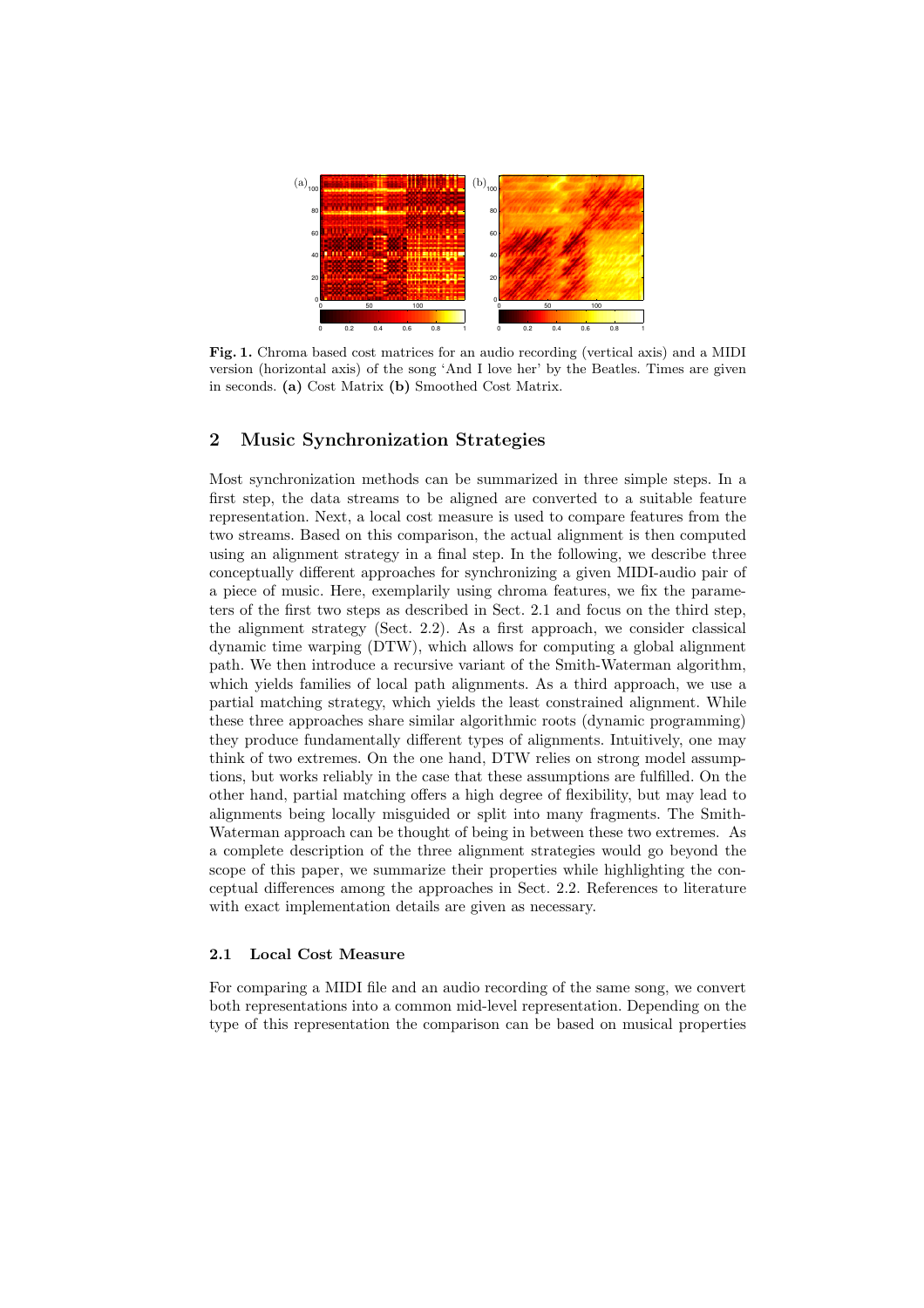**Fig. 1.** Chroma based cost matrices for an audio recording (vertical axis) and a MIDI version (horizontal axis) of the song 'And I love her' by the Beatles. Times are given in seconds. **(a)** Cost Matrix **(b)** Smoothed Cost Matrix.

## 2 Music Synchronization Strategies

Most synchronization methods can be summarized in three simple steps. In a first step, the data streams to be aligned are converted to a suitable feature representation. Next, a local cost measure is used to compare features from the two streams. Based on this comparison, the actual alignment is then computed using an alignment strategy in a final step. In the following, we describe three conceptually different approaches for synchronizing a given MIDI-audio pair of a piece of music. Here, exemplarily using chroma features, we fix the parameters of the first two steps as described in Sect. 2.1 and focus on the third step, the alignment strategy (Sect. 2.2). As a first approach, we consider classical dynamic time warping (DTW), which allows for computing a global alignment path. We then introduce a recursive variant of the Smith-Waterman algorithm, which yields families of local path alignments. As a third approach, we use a partial matching strategy, which yields the least constrained alignment. While these three approaches share similar algorithmic roots (dynamic programming) they produce fundamentally different types of alignments. Intuitively, one may think of two extremes. On the one hand, DTW relies on strong model assumptions, but works reliably in the case that these assumptions are fulfilled. On the other hand, partial matching offers a high degree of flexibility, but may lead to alignments being locally misguided or split into many fragments. The Smith-Waterman approach can be thought of being in between these two extremes. As a complete description of the three alignment strategies would go beyond the scope of this paper, we summarize their properties while highlighting the conceptual differences among the approaches in Sect. 2.2. References to literature with exact implementation details are given as necessary.

### 2.1 Local Cost Measure

For comparing a MIDI file and an audio recording of the same song, we convert both representations into a common mid-level representation. Depending on the type of this representation the comparison can be based on musical properties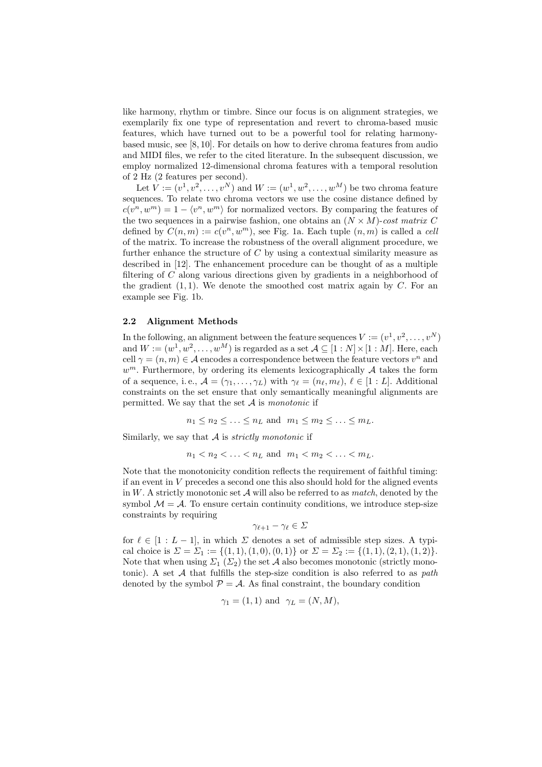like harmony, rhythm or timbre. Since our focus is on alignment strategies, we exemplarily fix one type of representation and revert to chroma-based music features, which have turned out to be a powerful tool for relating harmony-based music, see [8, 10]. For details on how to derive chroma features from audio and MIDI files, we refer to the cited literature. In the subsequent discussion, we employ normalized 12-dimensional chroma features with a temporal resolution of 2 Hz (2 features per second).

Let $V := (v^1, v^2, \ldots, v^N)$ and $W := (w^1, w^2, \ldots, w^M)$ be two chroma feature sequences. To relate two chroma vectors we use the cosine distance defined by $c(v^n, w^m) = 1 - \langle v^n, w^m \rangle$ for normalized vectors. By comparing the features of the two sequences in a pairwise fashion, one obtains an $(N \times M)$-*cost matrix* $C$ defined by $C(n,m) := c(v^n, w^m)$, see Fig. 1a. Each tuple $(n,m)$ is called a *cell* of the matrix. To increase the robustness of the overall alignment procedure, we further enhance the structure of $C$ by using a contextual similarity measure as described in [12]. The enhancement procedure can be thought of as a multiple filtering of $C$ along various directions given by gradients in a neighborhood of the gradient $(1,1)$. We denote the smoothed cost matrix again by $C$. For an example see Fig. 1b.

### 2.2 Alignment Methods

In the following, an alignment between the feature sequences $V := (v^1, v^2, \ldots, v^N)$ and $W := (w^1, w^2, \ldots, w^M)$ is regarded as a set $\mathcal{A} \subseteq [1:N] \times [1:M]$. Here, each cell $\gamma = (n,m) \in \mathcal{A}$ encodes a correspondence between the feature vectors $v^n$ and $w^m$. Furthermore, by ordering its elements lexicographically $\mathcal{A}$ takes the form of a sequence, i. e., $\mathcal{A} = (\gamma_1, \ldots, \gamma_L)$ with $\gamma_\ell = (n_\ell, m_\ell)$, $\ell \in [1:L]$. Additional constraints on the set ensure that only semantically meaningful alignments are permitted. We say that the set $\mathcal{A}$ is *monotonic* if

$$n_1 \leq n_2 \leq \ldots \leq n_L \text{ and } \ m_1 \leq m_2 \leq \ldots \leq m_L.$$

Similarly, we say that $\mathcal{A}$ is *strictly monotonic* if

$$n_1 < n_2 < \ldots < n_L \text{ and } \ m_1 < m_2 < \ldots < m_L.$$

Note that the monotonicity condition reflects the requirement of faithful timing: if an event in $V$ precedes a second one this also should hold for the aligned events in $W$. A strictly monotonic set $\mathcal{A}$ will also be referred to as *match*, denoted by the symbol $\mathcal{M} = \mathcal{A}$. To ensure certain continuity conditions, we introduce step-size constraints by requiring

$$\gamma_{\ell+1} - \gamma_\ell \in \Sigma$$

for $\ell \in [1:L-1]$, in which $\Sigma$ denotes a set of admissible step sizes. A typical choice is $\Sigma = \Sigma_1 := \{(1,1),(1,0),(0,1)\}$ or $\Sigma = \Sigma_2 := \{(1,1),(2,1),(1,2)\}$. Note that when using $\Sigma_1$ ($\Sigma_2$) the set $\mathcal{A}$ also becomes monotonic (strictly monotonic). A set $\mathcal{A}$ that fulfills the step-size condition is also referred to as *path* denoted by the symbol $\mathcal{P} = \mathcal{A}$. As final constraint, the boundary condition

$$\gamma_1 = (1,1) \text{ and } \ \gamma_L = (N,M),$$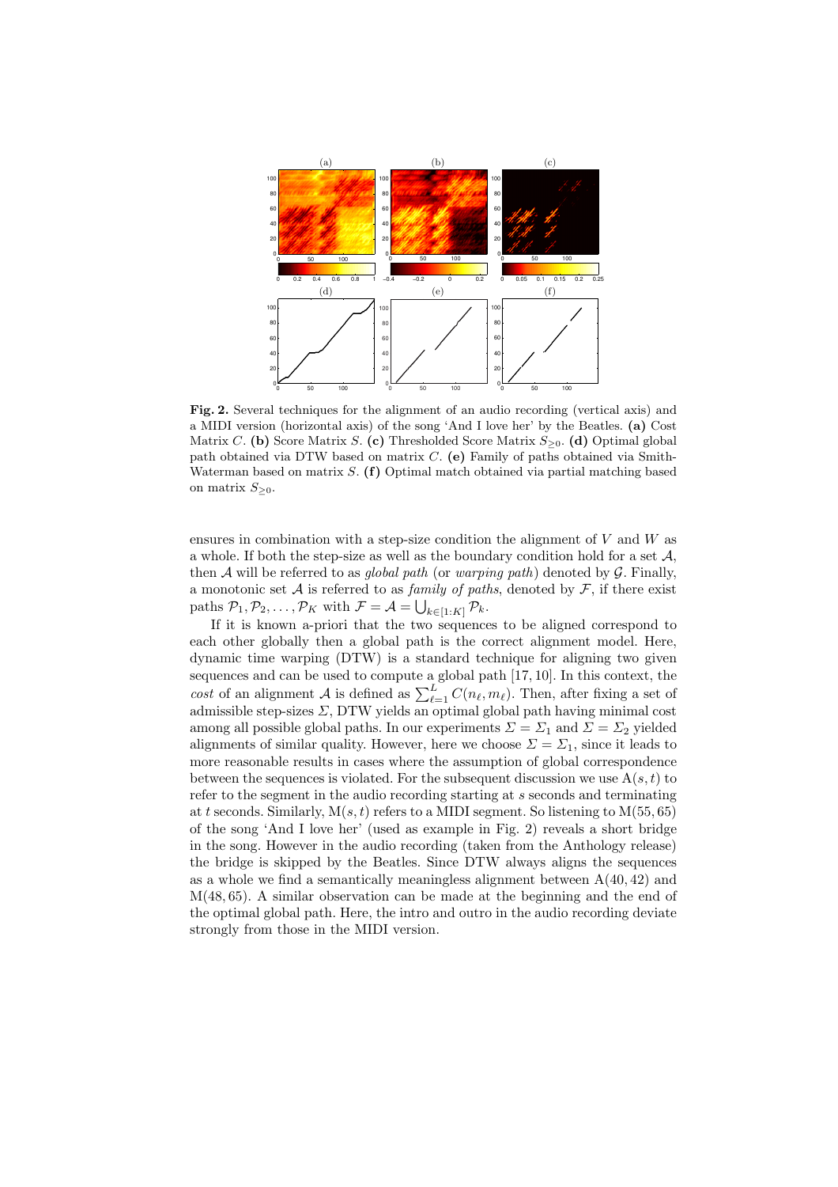**Fig. 2.** Several techniques for the alignment of an audio recording (vertical axis) and a MIDI version (horizontal axis) of the song 'And I love her' by the Beatles. **(a)** Cost Matrix $C$. **(b)** Score Matrix $S$. **(c)** Thresholded Score Matrix $S_{\geq 0}$. **(d)** Optimal global path obtained via DTW based on matrix $C$. **(e)** Family of paths obtained via Smith-Waterman based on matrix $S$. **(f)** Optimal match obtained via partial matching based on matrix $S_{\geq 0}$.

ensures in combination with a step-size condition the alignment of $V$ and $W$ as a whole. If both the step-size as well as the boundary condition hold for a set $\mathcal{A}$, then $\mathcal{A}$ will be referred to as *global path* (or *warping path*) denoted by $\mathcal{G}$. Finally, a monotonic set $\mathcal{A}$ is referred to as *family of paths*, denoted by $\mathcal{F}$, if there exist paths $\mathcal{P}_1, \mathcal{P}_2, \ldots, \mathcal{P}_K$ with $\mathcal{F} = \mathcal{A} = \bigcup_{k \in [1:K]} \mathcal{P}_k$.

If it is known a-priori that the two sequences to be aligned correspond to each other globally then a global path is the correct alignment model. Here, dynamic time warping (DTW) is a standard technique for aligning two given sequences and can be used to compute a global path [17, 10]. In this context, the *cost* of an alignment $\mathcal{A}$ is defined as $\sum_{\ell=1}^{L} C(n_\ell, m_\ell)$. Then, after fixing a set of admissible step-sizes $\Sigma$, DTW yields an optimal global path having minimal cost among all possible global paths. In our experiments $\Sigma = \Sigma_1$ and $\Sigma = \Sigma_2$ yielded alignments of similar quality. However, here we choose $\Sigma = \Sigma_1$, since it leads to more reasonable results in cases where the assumption of global correspondence between the sequences is violated. For the subsequent discussion we use $\mathrm{A}(s,t)$ to refer to the segment in the audio recording starting at $s$ seconds and terminating at $t$ seconds. Similarly, $\mathrm{M}(s,t)$ refers to a MIDI segment. So listening to $\mathrm{M}(55,65)$ of the song 'And I love her' (used as example in Fig. 2) reveals a short bridge in the song. However in the audio recording (taken from the Anthology release) the bridge is skipped by the Beatles. Since DTW always aligns the sequences as a whole we find a semantically meaningless alignment between $\mathrm{A}(40,42)$ and $\mathrm{M}(48,65)$. A similar observation can be made at the beginning and the end of the optimal global path. Here, the intro and outro in the audio recording deviate strongly from those in the MIDI version.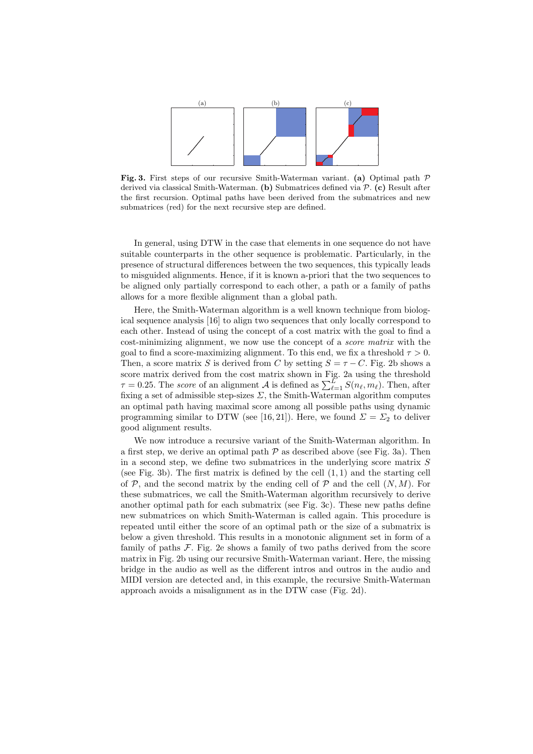**Fig. 3.** First steps of our recursive Smith-Waterman variant. **(a)** Optimal path $\mathcal{P}$ derived via classical Smith-Waterman. **(b)** Submatrices defined via $\mathcal{P}$. **(c)** Result after the first recursion. Optimal paths have been derived from the submatrices and new submatrices (red) for the next recursive step are defined.

In general, using DTW in the case that elements in one sequence do not have suitable counterparts in the other sequence is problematic. Particularly, in the presence of structural differences between the two sequences, this typically leads to misguided alignments. Hence, if it is known a-priori that the two sequences to be aligned only partially correspond to each other, a path or a family of paths allows for a more flexible alignment than a global path.

Here, the Smith-Waterman algorithm is a well known technique from biological sequence analysis [16] to align two sequences that only locally correspond to each other. Instead of using the concept of a cost matrix with the goal to find a cost-minimizing alignment, we now use the concept of a *score matrix* with the goal to find a score-maximizing alignment. To this end, we fix a threshold $\tau > 0$. Then, a score matrix $S$ is derived from $C$ by setting $S = \tau - C$. Fig. 2b shows a score matrix derived from the cost matrix shown in Fig. 2a using the threshold $\tau = 0.25$. The *score* of an alignment $\mathcal{A}$ is defined as $\sum_{\ell=1}^{L} S(n_\ell, m_\ell)$. Then, after fixing a set of admissible step-sizes $\Sigma$, the Smith-Waterman algorithm computes an optimal path having maximal score among all possible paths using dynamic programming similar to DTW (see [16, 21]). Here, we found $\Sigma = \Sigma_2$ to deliver good alignment results.

We now introduce a recursive variant of the Smith-Waterman algorithm. In a first step, we derive an optimal path $\mathcal{P}$ as described above (see Fig. 3a). Then in a second step, we define two submatrices in the underlying score matrix $S$ (see Fig. 3b). The first matrix is defined by the cell $(1, 1)$ and the starting cell of $\mathcal{P}$, and the second matrix by the ending cell of $\mathcal{P}$ and the cell $(N, M)$. For these submatrices, we call the Smith-Waterman algorithm recursively to derive another optimal path for each submatrix (see Fig. 3c). These new paths define new submatrices on which Smith-Waterman is called again. This procedure is repeated until either the score of an optimal path or the size of a submatrix is below a given threshold. This results in a monotonic alignment set in form of a family of paths $\mathcal{F}$. Fig. 2e shows a family of two paths derived from the score matrix in Fig. 2b using our recursive Smith-Waterman variant. Here, the missing bridge in the audio as well as the different intros and outros in the audio and MIDI version are detected and, in this example, the recursive Smith-Waterman approach avoids a misalignment as in the DTW case (Fig. 2d).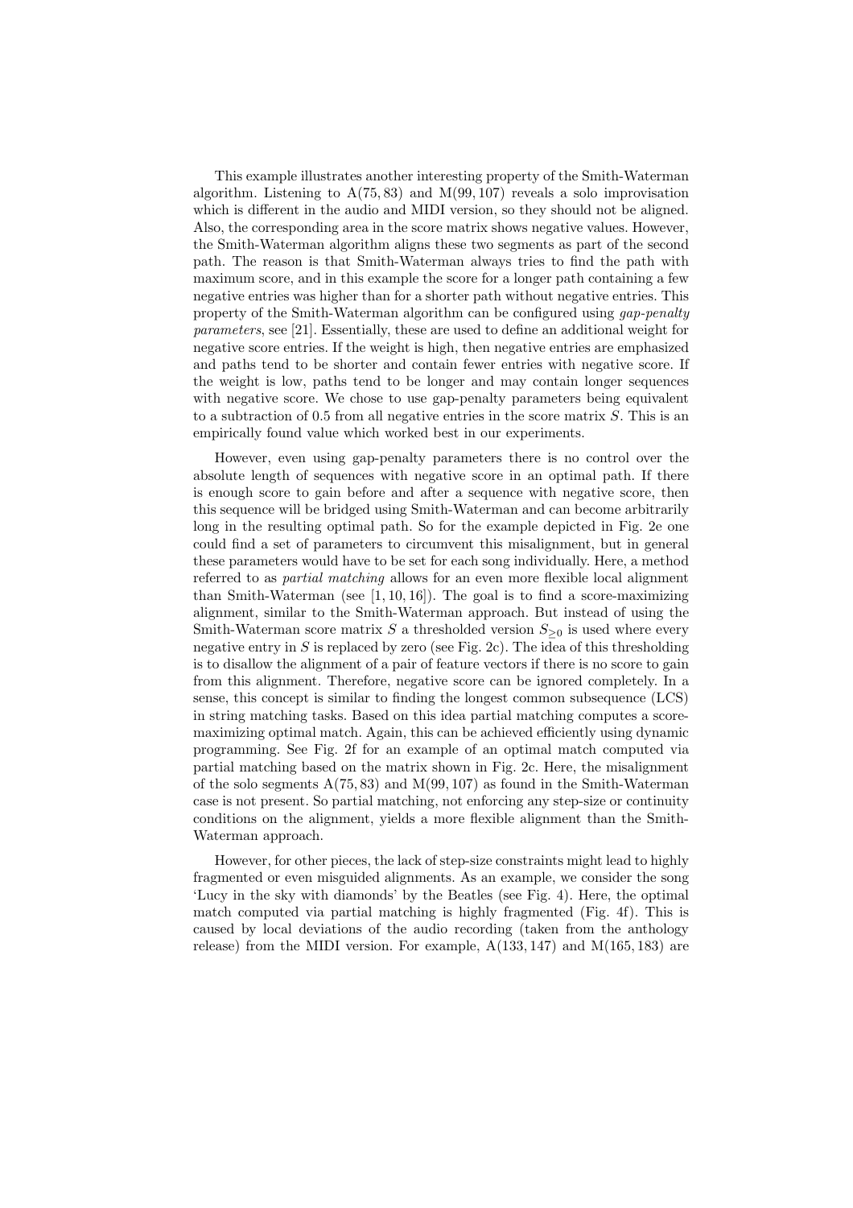This example illustrates another interesting property of the Smith-Waterman algorithm. Listening to $A(75, 83)$ and $M(99, 107)$ reveals a solo improvisation which is different in the audio and MIDI version, so they should not be aligned. Also, the corresponding area in the score matrix shows negative values. However, the Smith-Waterman algorithm aligns these two segments as part of the second path. The reason is that Smith-Waterman always tries to find the path with maximum score, and in this example the score for a longer path containing a few negative entries was higher than for a shorter path without negative entries. This property of the Smith-Waterman algorithm can be configured using *gap-penalty parameters*, see [21]. Essentially, these are used to define an additional weight for negative score entries. If the weight is high, then negative entries are emphasized and paths tend to be shorter and contain fewer entries with negative score. If the weight is low, paths tend to be longer and may contain longer sequences with negative score. We chose to use gap-penalty parameters being equivalent to a subtraction of 0.5 from all negative entries in the score matrix $S$. This is an empirically found value which worked best in our experiments.

However, even using gap-penalty parameters there is no control over the absolute length of sequences with negative score in an optimal path. If there is enough score to gain before and after a sequence with negative score, then this sequence will be bridged using Smith-Waterman and can become arbitrarily long in the resulting optimal path. So for the example depicted in Fig. 2e one could find a set of parameters to circumvent this misalignment, but in general these parameters would have to be set for each song individually. Here, a method referred to as *partial matching* allows for an even more flexible local alignment than Smith-Waterman (see [1, 10, 16]). The goal is to find a score-maximizing alignment, similar to the Smith-Waterman approach. But instead of using the Smith-Waterman score matrix $S$ a thresholded version $S_{\geq 0}$ is used where every negative entry in $S$ is replaced by zero (see Fig. 2c). The idea of this thresholding is to disallow the alignment of a pair of feature vectors if there is no score to gain from this alignment. Therefore, negative score can be ignored completely. In a sense, this concept is similar to finding the longest common subsequence (LCS) in string matching tasks. Based on this idea partial matching computes a score-maximizing optimal match. Again, this can be achieved efficiently using dynamic programming. See Fig. 2f for an example of an optimal match computed via partial matching based on the matrix shown in Fig. 2c. Here, the misalignment of the solo segments $A(75, 83)$ and $M(99, 107)$ as found in the Smith-Waterman case is not present. So partial matching, not enforcing any step-size or continuity conditions on the alignment, yields a more flexible alignment than the Smith-Waterman approach.

However, for other pieces, the lack of step-size constraints might lead to highly fragmented or even misguided alignments. As an example, we consider the song 'Lucy in the sky with diamonds' by the Beatles (see Fig. 4). Here, the optimal match computed via partial matching is highly fragmented (Fig. 4f). This is caused by local deviations of the audio recording (taken from the anthology release) from the MIDI version. For example, $A(133, 147)$ and $M(165, 183)$ are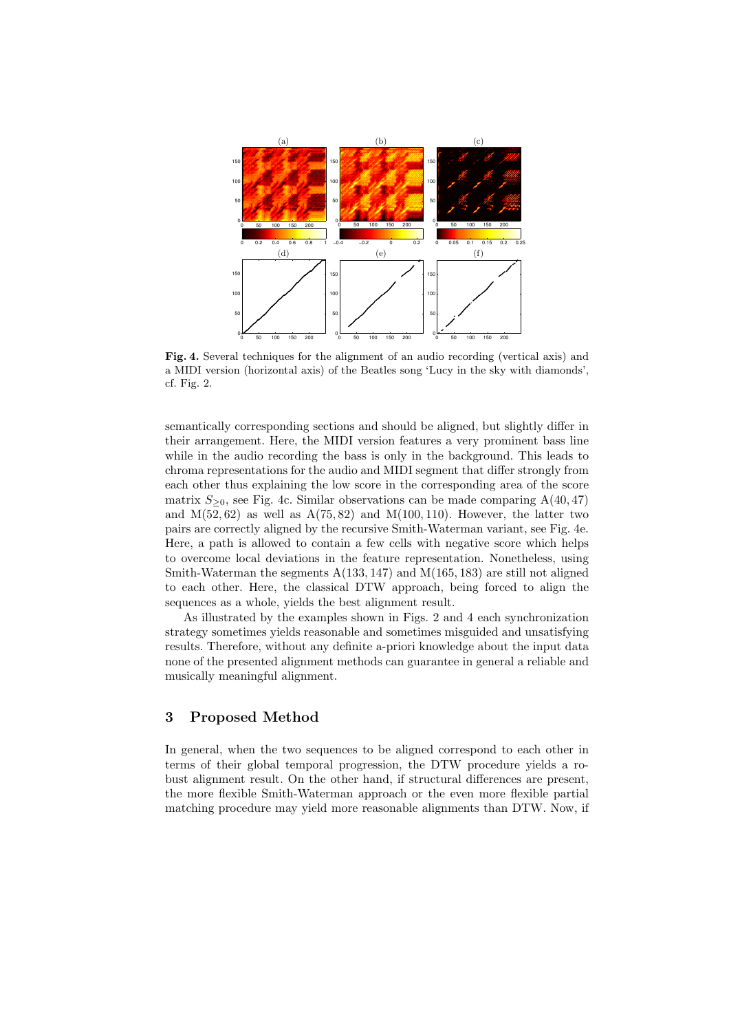**Fig. 4.** Several techniques for the alignment of an audio recording (vertical axis) and a MIDI version (horizontal axis) of the Beatles song 'Lucy in the sky with diamonds', cf. Fig. 2.

semantically corresponding sections and should be aligned, but slightly differ in their arrangement. Here, the MIDI version features a very prominent bass line while in the audio recording the bass is only in the background. This leads to chroma representations for the audio and MIDI segment that differ strongly from each other thus explaining the low score in the corresponding area of the score matrix $S_{\geq 0}$, see Fig. 4c. Similar observations can be made comparing A(40, 47) and M(52, 62) as well as A(75, 82) and M(100, 110). However, the latter two pairs are correctly aligned by the recursive Smith-Waterman variant, see Fig. 4e. Here, a path is allowed to contain a few cells with negative score which helps to overcome local deviations in the feature representation. Nonetheless, using Smith-Waterman the segments A(133, 147) and M(165, 183) are still not aligned to each other. Here, the classical DTW approach, being forced to align the sequences as a whole, yields the best alignment result.

As illustrated by the examples shown in Figs. 2 and 4 each synchronization strategy sometimes yields reasonable and sometimes misguided and unsatisfying results. Therefore, without any definite a-priori knowledge about the input data none of the presented alignment methods can guarantee in general a reliable and musically meaningful alignment.

## 3 Proposed Method

In general, when the two sequences to be aligned correspond to each other in terms of their global temporal progression, the DTW procedure yields a robust alignment result. On the other hand, if structural differences are present, the more flexible Smith-Waterman approach or the even more flexible partial matching procedure may yield more reasonable alignments than DTW. Now, if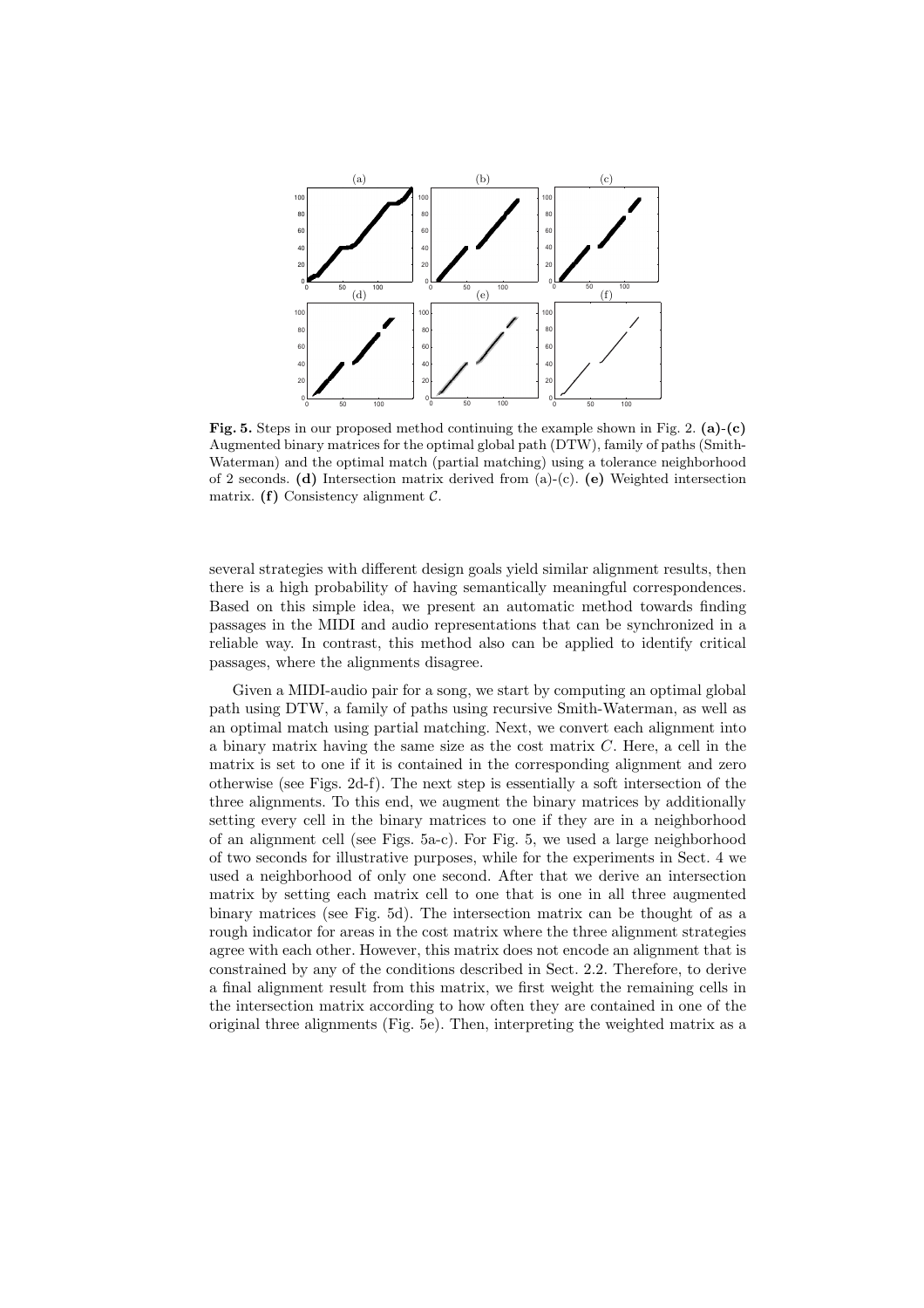**Fig. 5.** Steps in our proposed method continuing the example shown in Fig. 2. **(a)-(c)** Augmented binary matrices for the optimal global path (DTW), family of paths (Smith-Waterman) and the optimal match (partial matching) using a tolerance neighborhood of 2 seconds. **(d)** Intersection matrix derived from (a)-(c). **(e)** Weighted intersection matrix. **(f)** Consistency alignment $\mathcal{C}$.

several strategies with different design goals yield similar alignment results, then there is a high probability of having semantically meaningful correspondences. Based on this simple idea, we present an automatic method towards finding passages in the MIDI and audio representations that can be synchronized in a reliable way. In contrast, this method also can be applied to identify critical passages, where the alignments disagree.

Given a MIDI-audio pair for a song, we start by computing an optimal global path using DTW, a family of paths using recursive Smith-Waterman, as well as an optimal match using partial matching. Next, we convert each alignment into a binary matrix having the same size as the cost matrix $C$. Here, a cell in the matrix is set to one if it is contained in the corresponding alignment and zero otherwise (see Figs. 2d-f). The next step is essentially a soft intersection of the three alignments. To this end, we augment the binary matrices by additionally setting every cell in the binary matrices to one if they are in a neighborhood of an alignment cell (see Figs. 5a-c). For Fig. 5, we used a large neighborhood of two seconds for illustrative purposes, while for the experiments in Sect. 4 we used a neighborhood of only one second. After that we derive an intersection matrix by setting each matrix cell to one that is one in all three augmented binary matrices (see Fig. 5d). The intersection matrix can be thought of as a rough indicator for areas in the cost matrix where the three alignment strategies agree with each other. However, this matrix does not encode an alignment that is constrained by any of the conditions described in Sect. 2.2. Therefore, to derive a final alignment result from this matrix, we first weight the remaining cells in the intersection matrix according to how often they are contained in one of the original three alignments (Fig. 5e). Then, interpreting the weighted matrix as a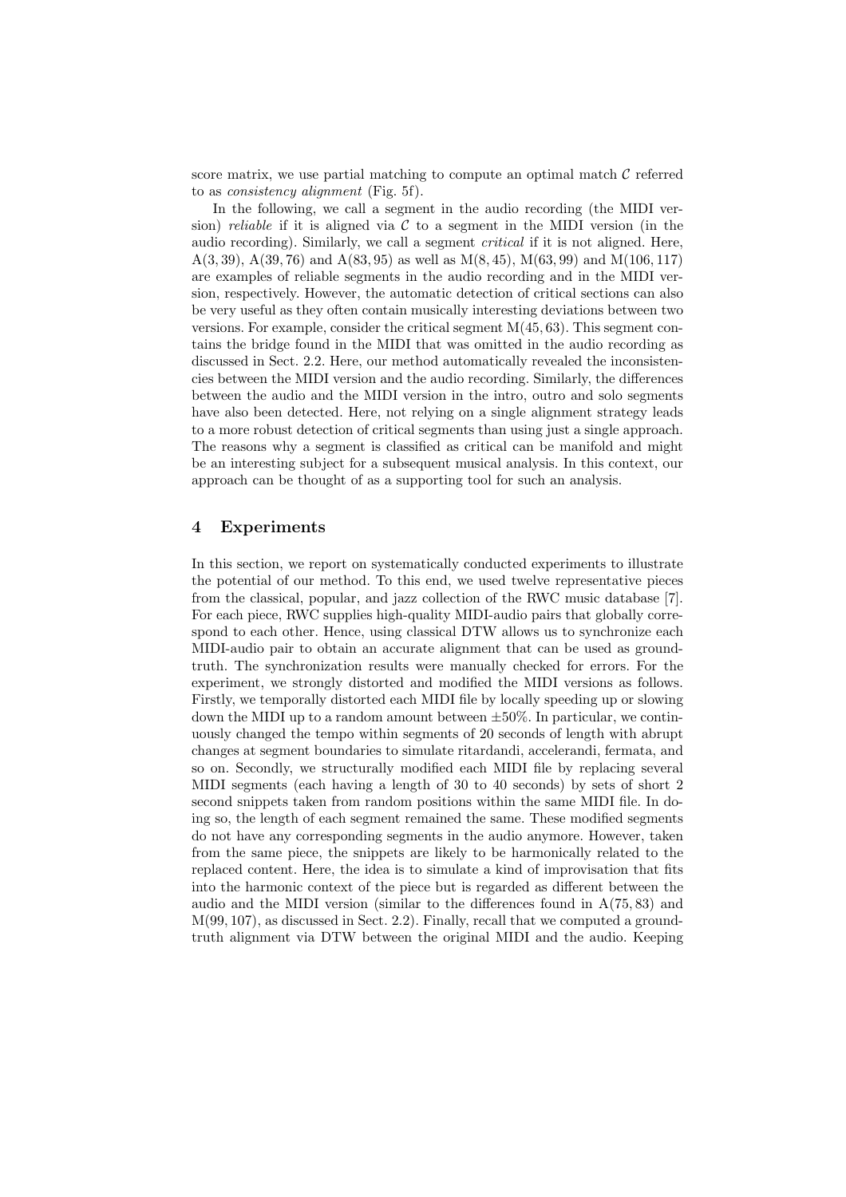score matrix, we use partial matching to compute an optimal match $\mathcal{C}$ referred to as *consistency alignment* (Fig. 5f).

In the following, we call a segment in the audio recording (the MIDI version) *reliable* if it is aligned via $\mathcal{C}$ to a segment in the MIDI version (in the audio recording). Similarly, we call a segment *critical* if it is not aligned. Here, A(3, 39), A(39, 76) and A(83, 95) as well as M(8, 45), M(63, 99) and M(106, 117) are examples of reliable segments in the audio recording and in the MIDI version, respectively. However, the automatic detection of critical sections can also be very useful as they often contain musically interesting deviations between two versions. For example, consider the critical segment M(45, 63). This segment contains the bridge found in the MIDI that was omitted in the audio recording as discussed in Sect. 2.2. Here, our method automatically revealed the inconsistencies between the MIDI version and the audio recording. Similarly, the differences between the audio and the MIDI version in the intro, outro and solo segments have also been detected. Here, not relying on a single alignment strategy leads to a more robust detection of critical segments than using just a single approach. The reasons why a segment is classified as critical can be manifold and might be an interesting subject for a subsequent musical analysis. In this context, our approach can be thought of as a supporting tool for such an analysis.

## 4 Experiments

In this section, we report on systematically conducted experiments to illustrate the potential of our method. To this end, we used twelve representative pieces from the classical, popular, and jazz collection of the RWC music database [7]. For each piece, RWC supplies high-quality MIDI-audio pairs that globally correspond to each other. Hence, using classical DTW allows us to synchronize each MIDI-audio pair to obtain an accurate alignment that can be used as ground-truth. The synchronization results were manually checked for errors. For the experiment, we strongly distorted and modified the MIDI versions as follows. Firstly, we temporally distorted each MIDI file by locally speeding up or slowing down the MIDI up to a random amount between $\pm 50\%$. In particular, we continuously changed the tempo within segments of 20 seconds of length with abrupt changes at segment boundaries to simulate ritardandi, accelerandi, fermata, and so on. Secondly, we structurally modified each MIDI file by replacing several MIDI segments (each having a length of 30 to 40 seconds) by sets of short 2 second snippets taken from random positions within the same MIDI file. In doing so, the length of each segment remained the same. These modified segments do not have any corresponding segments in the audio anymore. However, taken from the same piece, the snippets are likely to be harmonically related to the replaced content. Here, the idea is to simulate a kind of improvisation that fits into the harmonic context of the piece but is regarded as different between the audio and the MIDI version (similar to the differences found in A(75, 83) and M(99, 107), as discussed in Sect. 2.2). Finally, recall that we computed a ground-truth alignment via DTW between the original MIDI and the audio. Keeping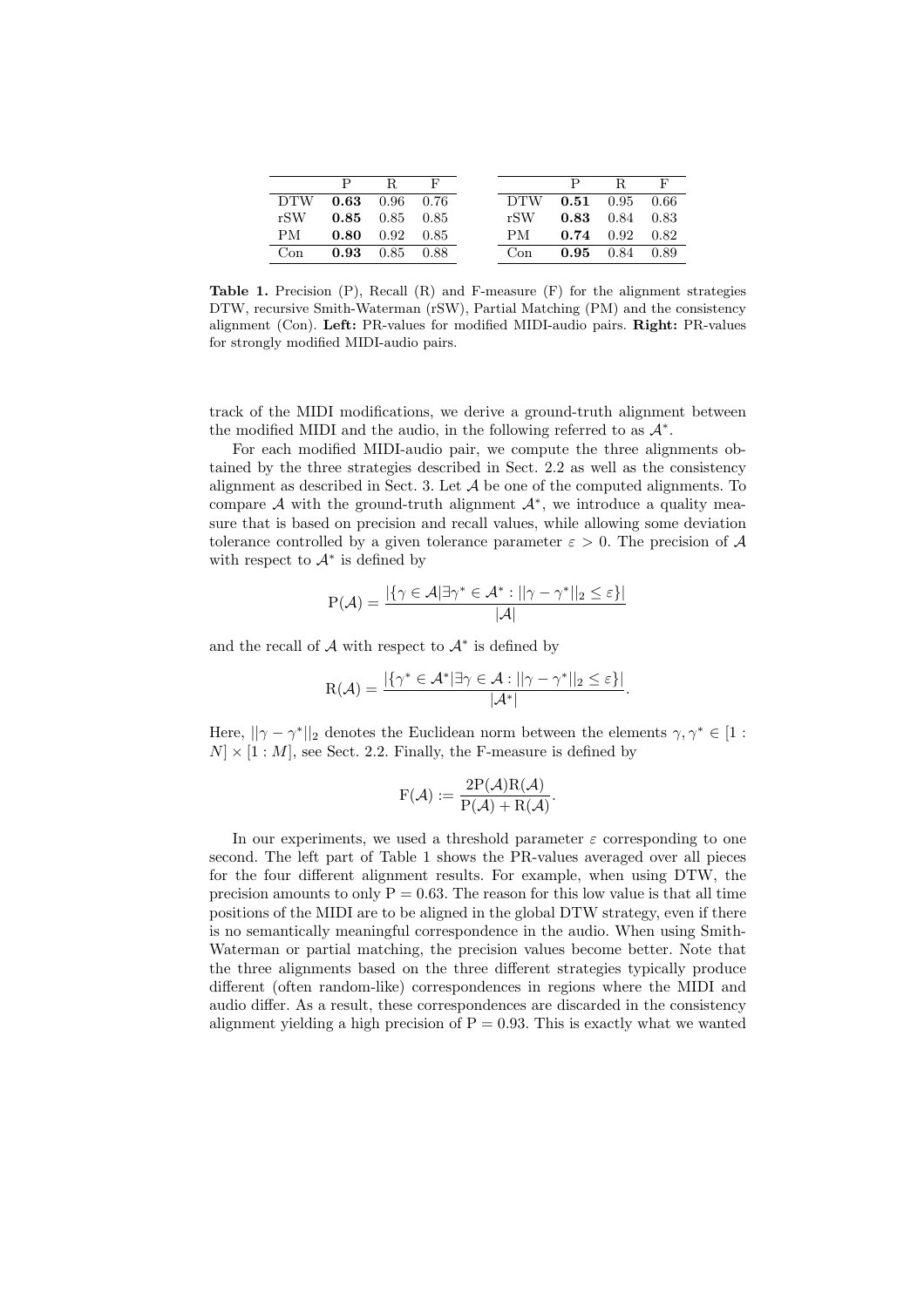|  | P | R | F |
|---|---|---|---|
| DTW | **0.63** | 0.96 | 0.76 |
| rSW | **0.85** | 0.85 | 0.85 |
| PM | **0.80** | 0.92 | 0.85 |
| Con | **0.93** | 0.85 | 0.88 |

|  | P | R | F |
|---|---|---|---|
| DTW | **0.51** | 0.95 | 0.66 |
| rSW | **0.83** | 0.84 | 0.83 |
| PM | **0.74** | 0.92 | 0.82 |
| Con | **0.95** | 0.84 | 0.89 |

**Table 1.** Precision (P), Recall (R) and F-measure (F) for the alignment strategies DTW, recursive Smith-Waterman (rSW), Partial Matching (PM) and the consistency alignment (Con). **Left:** PR-values for modified MIDI-audio pairs. **Right:** PR-values for strongly modified MIDI-audio pairs.

track of the MIDI modifications, we derive a ground-truth alignment between the modified MIDI and the audio, in the following referred to as $\mathcal{A}^*$.

For each modified MIDI-audio pair, we compute the three alignments obtained by the three strategies described in Sect. 2.2 as well as the consistency alignment as described in Sect. 3. Let $\mathcal{A}$ be one of the computed alignments. To compare $\mathcal{A}$ with the ground-truth alignment $\mathcal{A}^*$, we introduce a quality measure that is based on precision and recall values, while allowing some deviation tolerance controlled by a given tolerance parameter $\varepsilon > 0$. The precision of $\mathcal{A}$ with respect to $\mathcal{A}^*$ is defined by

$$\mathrm{P}(\mathcal{A}) = \frac{|\{\gamma \in \mathcal{A} | \exists \gamma^* \in \mathcal{A}^* : ||\gamma - \gamma^*||_2 \leq \varepsilon\}|}{|\mathcal{A}|}$$

and the recall of $\mathcal{A}$ with respect to $\mathcal{A}^*$ is defined by

$$\mathrm{R}(\mathcal{A}) = \frac{|\{\gamma^* \in \mathcal{A}^* | \exists \gamma \in \mathcal{A} : ||\gamma - \gamma^*||_2 \leq \varepsilon\}|}{|\mathcal{A}^*|}.$$

Here, $||\gamma - \gamma^*||_2$ denotes the Euclidean norm between the elements $\gamma, \gamma^* \in [1 : N] \times [1 : M]$, see Sect. 2.2. Finally, the F-measure is defined by

$$\mathrm{F}(\mathcal{A}) := \frac{2\mathrm{P}(\mathcal{A})\mathrm{R}(\mathcal{A})}{\mathrm{P}(\mathcal{A}) + \mathrm{R}(\mathcal{A})}.$$

In our experiments, we used a threshold parameter $\varepsilon$ corresponding to one second. The left part of Table 1 shows the PR-values averaged over all pieces for the four different alignment results. For example, when using DTW, the precision amounts to only $\mathrm{P} = 0.63$. The reason for this low value is that all time positions of the MIDI are to be aligned in the global DTW strategy, even if there is no semantically meaningful correspondence in the audio. When using Smith-Waterman or partial matching, the precision values become better. Note that the three alignments based on the three different strategies typically produce different (often random-like) correspondences in regions where the MIDI and audio differ. As a result, these correspondences are discarded in the consistency alignment yielding a high precision of $\mathrm{P} = 0.93$. This is exactly what we wanted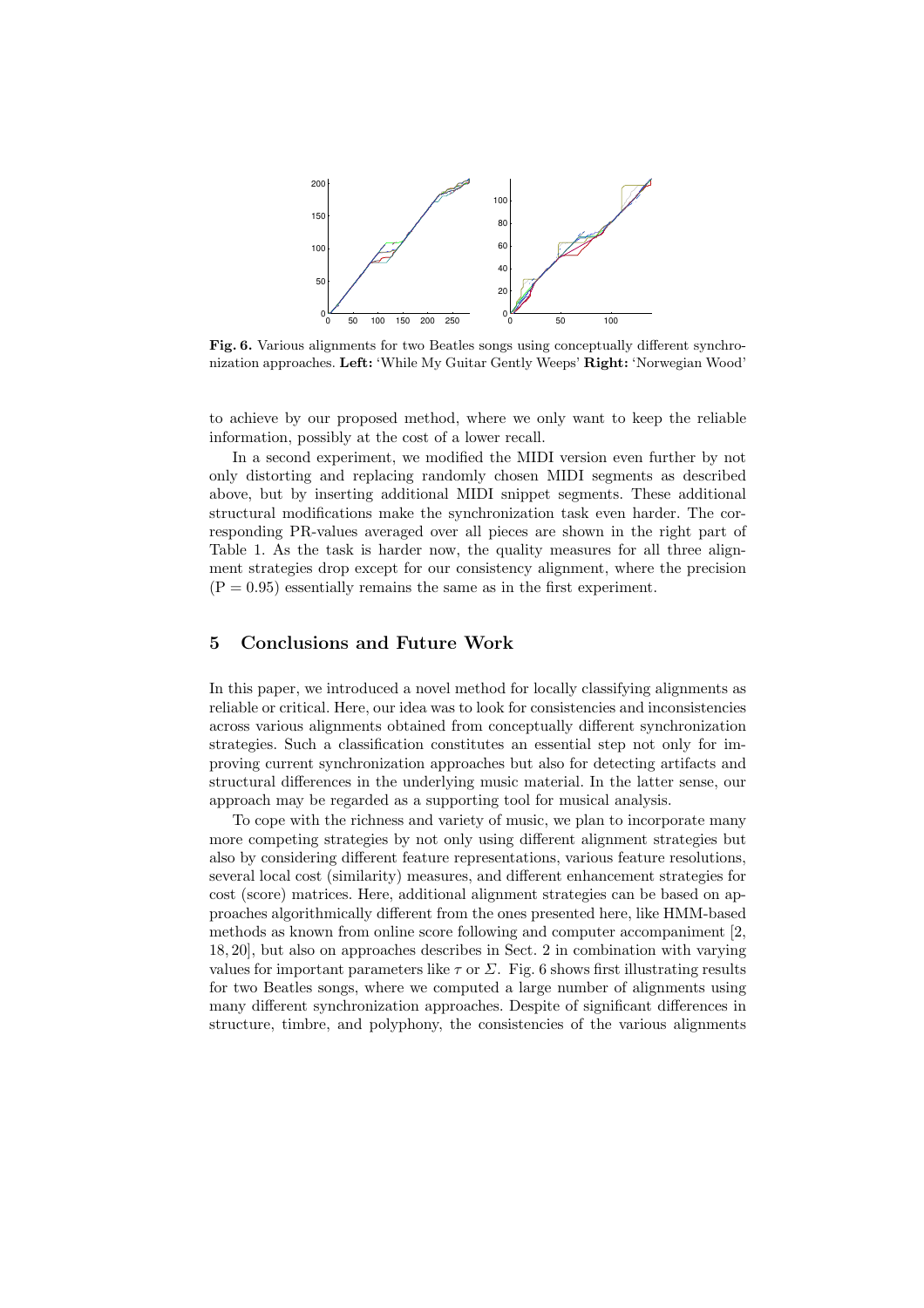**Fig. 6.** Various alignments for two Beatles songs using conceptually different synchronization approaches. **Left:** 'While My Guitar Gently Weeps' **Right:** 'Norwegian Wood'

to achieve by our proposed method, where we only want to keep the reliable information, possibly at the cost of a lower recall.

In a second experiment, we modified the MIDI version even further by not only distorting and replacing randomly chosen MIDI segments as described above, but by inserting additional MIDI snippet segments. These additional structural modifications make the synchronization task even harder. The corresponding PR-values averaged over all pieces are shown in the right part of Table 1. As the task is harder now, the quality measures for all three alignment strategies drop except for our consistency alignment, where the precision $(P = 0.95)$ essentially remains the same as in the first experiment.

## 5 Conclusions and Future Work

In this paper, we introduced a novel method for locally classifying alignments as reliable or critical. Here, our idea was to look for consistencies and inconsistencies across various alignments obtained from conceptually different synchronization strategies. Such a classification constitutes an essential step not only for improving current synchronization approaches but also for detecting artifacts and structural differences in the underlying music material. In the latter sense, our approach may be regarded as a supporting tool for musical analysis.

To cope with the richness and variety of music, we plan to incorporate many more competing strategies by not only using different alignment strategies but also by considering different feature representations, various feature resolutions, several local cost (similarity) measures, and different enhancement strategies for cost (score) matrices. Here, additional alignment strategies can be based on approaches algorithmically different from the ones presented here, like HMM-based methods as known from online score following and computer accompaniment [2, 18, 20], but also on approaches describes in Sect. 2 in combination with varying values for important parameters like $\tau$ or $\Sigma$. Fig. 6 shows first illustrating results for two Beatles songs, where we computed a large number of alignments using many different synchronization approaches. Despite of significant differences in structure, timbre, and polyphony, the consistencies of the various alignments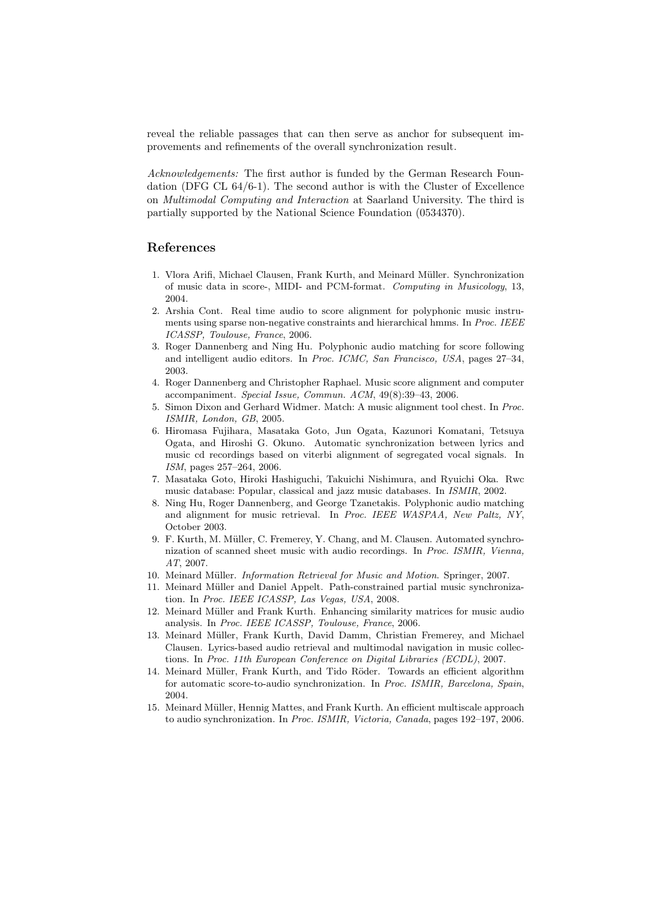reveal the reliable passages that can then serve as anchor for subsequent improvements and refinements of the overall synchronization result.

*Acknowledgements:* The first author is funded by the German Research Foundation (DFG CL 64/6-1). The second author is with the Cluster of Excellence on *Multimodal Computing and Interaction* at Saarland University. The third is partially supported by the National Science Foundation (0534370).

## References

1. Vlora Arifi, Michael Clausen, Frank Kurth, and Meinard Müller. Synchronization of music data in score-, MIDI- and PCM-format. *Computing in Musicology*, 13, 2004.
2. Arshia Cont. Real time audio to score alignment for polyphonic music instruments using sparse non-negative constraints and hierarchical hmms. In *Proc. IEEE ICASSP, Toulouse, France*, 2006.
3. Roger Dannenberg and Ning Hu. Polyphonic audio matching for score following and intelligent audio editors. In *Proc. ICMC, San Francisco, USA*, pages 27–34, 2003.
4. Roger Dannenberg and Christopher Raphael. Music score alignment and computer accompaniment. *Special Issue, Commun. ACM*, 49(8):39–43, 2006.
5. Simon Dixon and Gerhard Widmer. Match: A music alignment tool chest. In *Proc. ISMIR, London, GB*, 2005.
6. Hiromasa Fujihara, Masataka Goto, Jun Ogata, Kazunori Komatani, Tetsuya Ogata, and Hiroshi G. Okuno. Automatic synchronization between lyrics and music cd recordings based on viterbi alignment of segregated vocal signals. In *ISM*, pages 257–264, 2006.
7. Masataka Goto, Hiroki Hashiguchi, Takuichi Nishimura, and Ryuichi Oka. Rwc music database: Popular, classical and jazz music databases. In *ISMIR*, 2002.
8. Ning Hu, Roger Dannenberg, and George Tzanetakis. Polyphonic audio matching and alignment for music retrieval. In *Proc. IEEE WASPAA, New Paltz, NY*, October 2003.
9. F. Kurth, M. Müller, C. Fremerey, Y. Chang, and M. Clausen. Automated synchronization of scanned sheet music with audio recordings. In *Proc. ISMIR, Vienna, AT*, 2007.
10. Meinard Müller. *Information Retrieval for Music and Motion*. Springer, 2007.
11. Meinard Müller and Daniel Appelt. Path-constrained partial music synchronization. In *Proc. IEEE ICASSP, Las Vegas, USA*, 2008.
12. Meinard Müller and Frank Kurth. Enhancing similarity matrices for music audio analysis. In *Proc. IEEE ICASSP, Toulouse, France*, 2006.
13. Meinard Müller, Frank Kurth, David Damm, Christian Fremerey, and Michael Clausen. Lyrics-based audio retrieval and multimodal navigation in music collections. In *Proc. 11th European Conference on Digital Libraries (ECDL)*, 2007.
14. Meinard Müller, Frank Kurth, and Tido Röder. Towards an efficient algorithm for automatic score-to-audio synchronization. In *Proc. ISMIR, Barcelona, Spain*, 2004.
15. Meinard Müller, Hennig Mattes, and Frank Kurth. An efficient multiscale approach to audio synchronization. In *Proc. ISMIR, Victoria, Canada*, pages 192–197, 2006.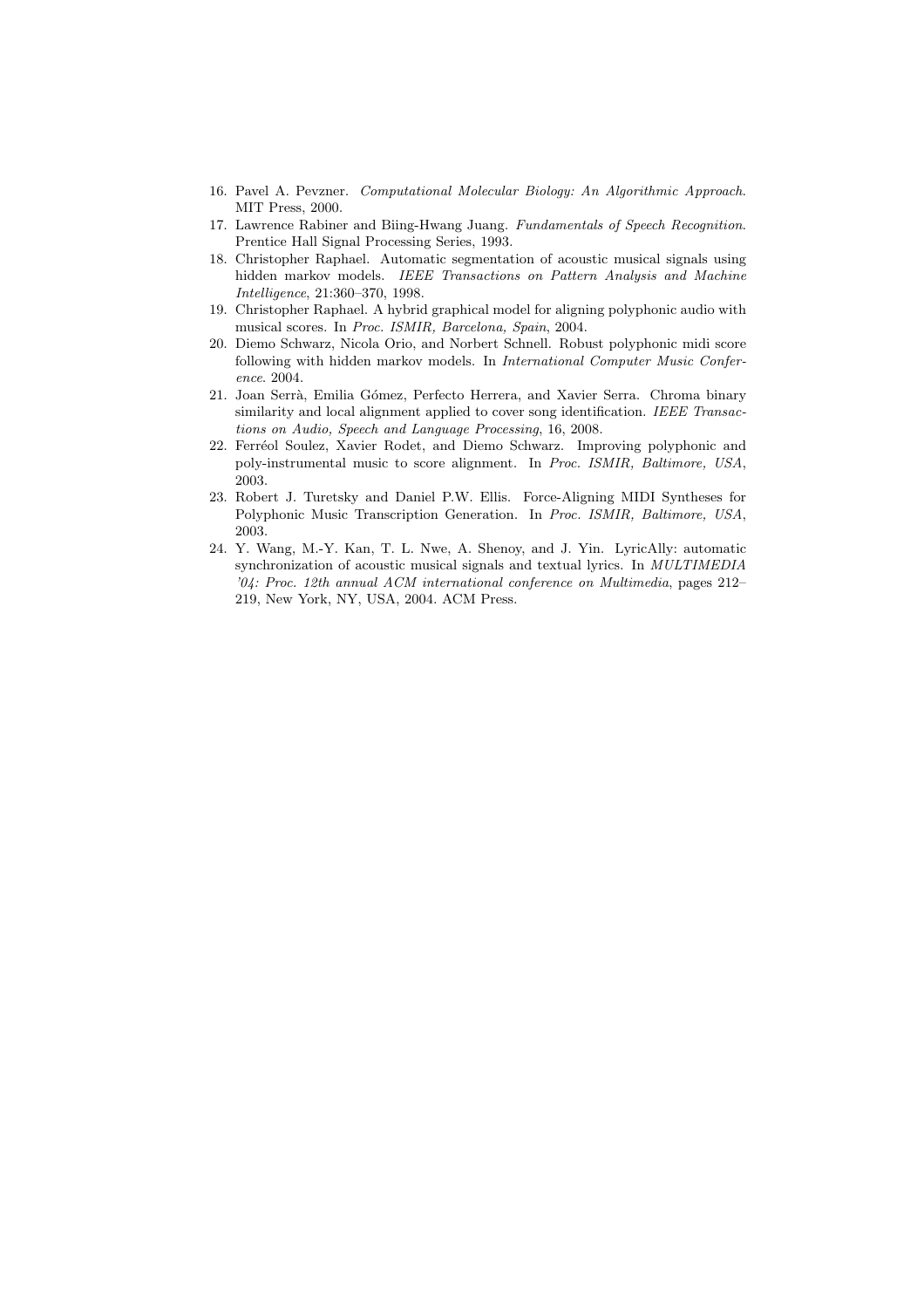16. Pavel A. Pevzner. *Computational Molecular Biology: An Algorithmic Approach*. MIT Press, 2000.
17. Lawrence Rabiner and Biing-Hwang Juang. *Fundamentals of Speech Recognition*. Prentice Hall Signal Processing Series, 1993.
18. Christopher Raphael. Automatic segmentation of acoustic musical signals using hidden markov models. *IEEE Transactions on Pattern Analysis and Machine Intelligence*, 21:360–370, 1998.
19. Christopher Raphael. A hybrid graphical model for aligning polyphonic audio with musical scores. In *Proc. ISMIR, Barcelona, Spain*, 2004.
20. Diemo Schwarz, Nicola Orio, and Norbert Schnell. Robust polyphonic midi score following with hidden markov models. In *International Computer Music Conference*. 2004.
21. Joan Serrà, Emilia Gómez, Perfecto Herrera, and Xavier Serra. Chroma binary similarity and local alignment applied to cover song identification. *IEEE Transactions on Audio, Speech and Language Processing*, 16, 2008.
22. Ferréol Soulez, Xavier Rodet, and Diemo Schwarz. Improving polyphonic and poly-instrumental music to score alignment. In *Proc. ISMIR, Baltimore, USA*, 2003.
23. Robert J. Turetsky and Daniel P.W. Ellis. Force-Aligning MIDI Syntheses for Polyphonic Music Transcription Generation. In *Proc. ISMIR, Baltimore, USA*, 2003.
24. Y. Wang, M.-Y. Kan, T. L. Nwe, A. Shenoy, and J. Yin. LyricAlly: automatic synchronization of acoustic musical signals and textual lyrics. In *MULTIMEDIA '04: Proc. 12th annual ACM international conference on Multimedia*, pages 212–219, New York, NY, USA, 2004. ACM Press.